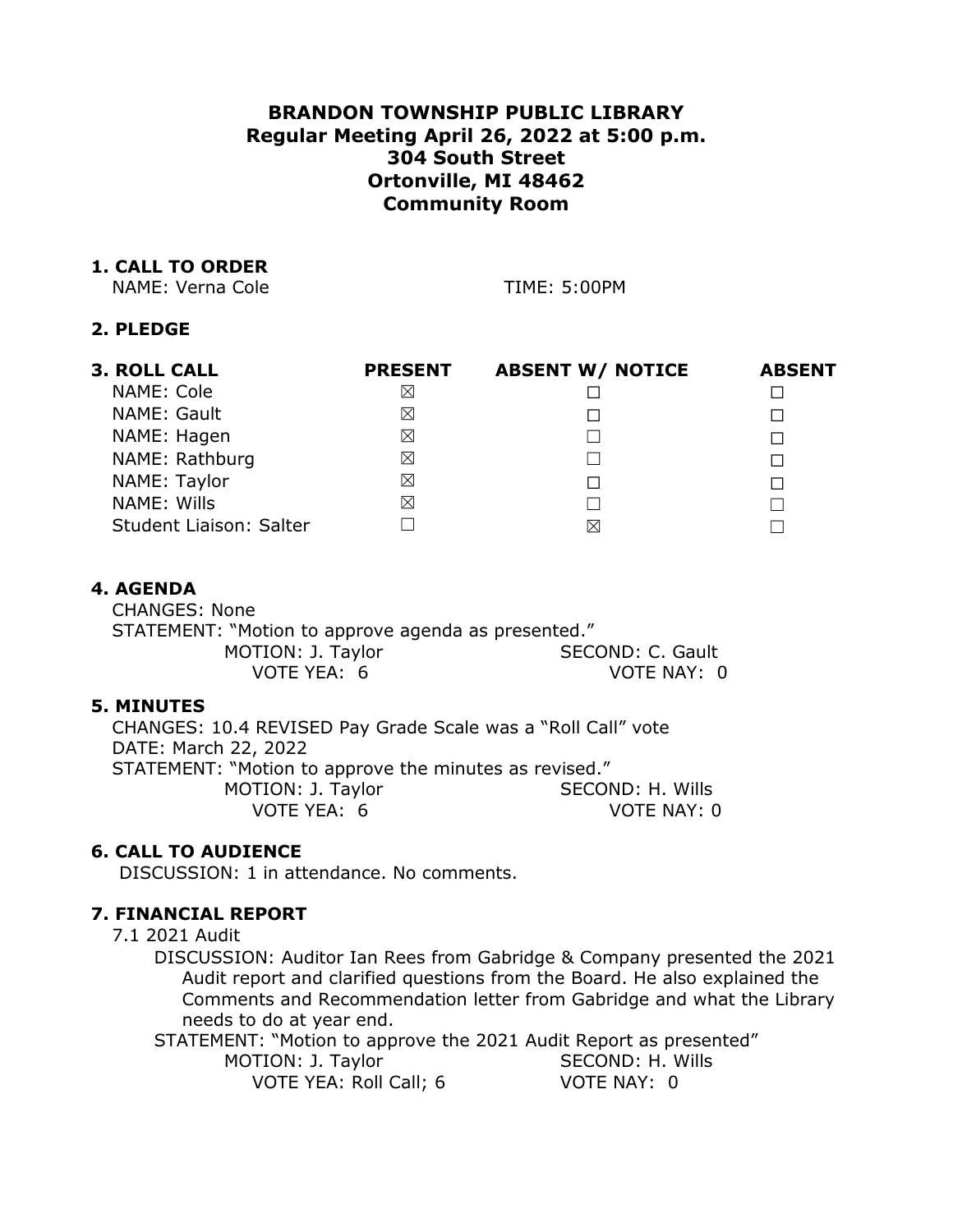# BRANDON TOWNSHIP PUBLIC LIBRARY
## Regular Meeting April 26, 2022 at 5:00 p.m.
## 304 South Street
## Ortonville, MI 48462
## Community Room

### 1. CALL TO ORDER

NAME: Verna Cole TIME: 5:00PM

### 2. PLEDGE

### 3. ROLL CALL

| 3. ROLL CALL | PRESENT | ABSENT W/ NOTICE | ABSENT |
|---|---|---|---|
| NAME: Cole | ☒ | ☐ | ☐ |
| NAME: Gault | ☒ | ☐ | ☐ |
| NAME: Hagen | ☒ | ☐ | ☐ |
| NAME: Rathburg | ☒ | ☐ | ☐ |
| NAME: Taylor | ☒ | ☐ | ☐ |
| NAME: Wills | ☒ | ☐ | ☐ |
| Student Liaison: Salter | ☐ | ☒ | ☐ |

### 4. AGENDA

CHANGES: None

STATEMENT: "Motion to approve agenda as presented."

MOTION: J. Taylor SECOND: C. Gault

VOTE YEA: 6 VOTE NAY: 0

### 5. MINUTES

CHANGES: 10.4 REVISED Pay Grade Scale was a "Roll Call" vote

DATE: March 22, 2022

STATEMENT: "Motion to approve the minutes as revised."

MOTION: J. Taylor SECOND: H. Wills

VOTE YEA: 6 VOTE NAY: 0

### 6. CALL TO AUDIENCE

DISCUSSION: 1 in attendance. No comments.

### 7. FINANCIAL REPORT

7.1 2021 Audit

DISCUSSION: Auditor Ian Rees from Gabridge & Company presented the 2021 Audit report and clarified questions from the Board. He also explained the Comments and Recommendation letter from Gabridge and what the Library needs to do at year end.

STATEMENT: "Motion to approve the 2021 Audit Report as presented"

MOTION: J. Taylor SECOND: H. Wills

VOTE YEA: Roll Call; 6 VOTE NAY: 0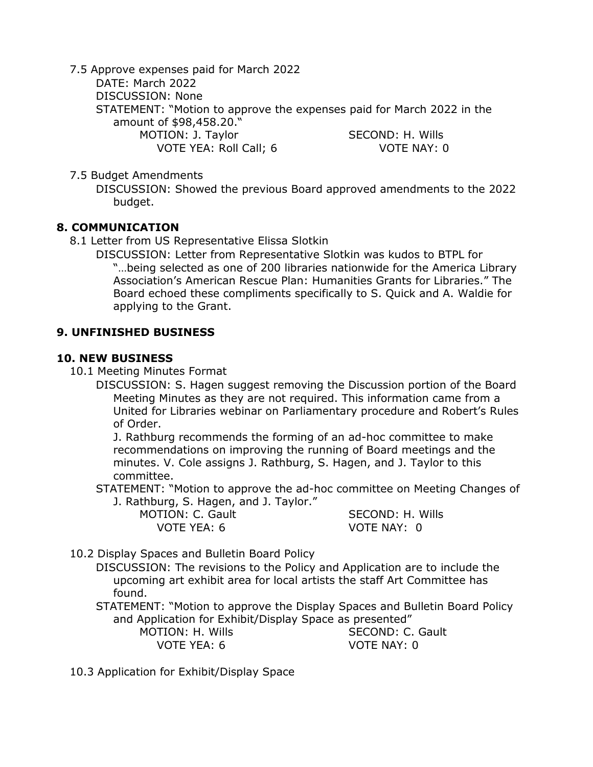7.5 Approve expenses paid for March 2022

DATE: March 2022

DISCUSSION: None

STATEMENT: "Motion to approve the expenses paid for March 2022 in the amount of $98,458.20."

MOTION: J. Taylor SECOND: H. Wills

VOTE YEA: Roll Call; 6 VOTE NAY: 0

7.5 Budget Amendments

DISCUSSION: Showed the previous Board approved amendments to the 2022 budget.

## 8. COMMUNICATION

8.1 Letter from US Representative Elissa Slotkin

DISCUSSION: Letter from Representative Slotkin was kudos to BTPL for "…being selected as one of 200 libraries nationwide for the America Library Association's American Rescue Plan: Humanities Grants for Libraries." The Board echoed these compliments specifically to S. Quick and A. Waldie for applying to the Grant.

## 9. UNFINISHED BUSINESS

## 10. NEW BUSINESS

10.1 Meeting Minutes Format

DISCUSSION: S. Hagen suggest removing the Discussion portion of the Board Meeting Minutes as they are not required. This information came from a United for Libraries webinar on Parliamentary procedure and Robert's Rules of Order.

J. Rathburg recommends the forming of an ad-hoc committee to make recommendations on improving the running of Board meetings and the minutes. V. Cole assigns J. Rathburg, S. Hagen, and J. Taylor to this committee.

STATEMENT: "Motion to approve the ad-hoc committee on Meeting Changes of J. Rathburg, S. Hagen, and J. Taylor."

MOTION: C. Gault SECOND: H. Wills

VOTE YEA: 6 VOTE NAY: 0

10.2 Display Spaces and Bulletin Board Policy

DISCUSSION: The revisions to the Policy and Application are to include the upcoming art exhibit area for local artists the staff Art Committee has found.

STATEMENT: "Motion to approve the Display Spaces and Bulletin Board Policy and Application for Exhibit/Display Space as presented"

MOTION: H. Wills SECOND: C. Gault

VOTE YEA: 6 VOTE NAY: 0

10.3 Application for Exhibit/Display Space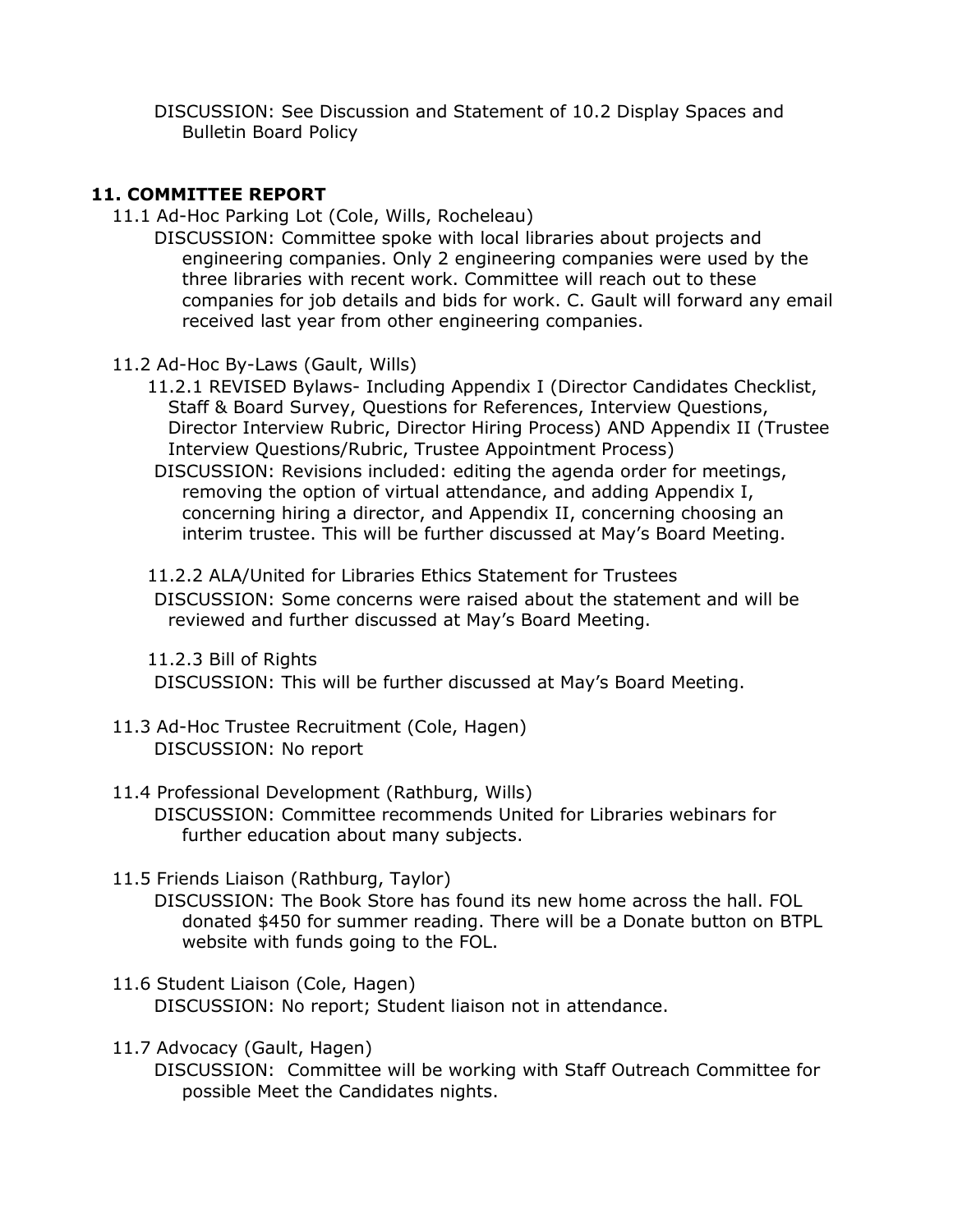DISCUSSION: See Discussion and Statement of 10.2 Display Spaces and Bulletin Board Policy

## 11. COMMITTEE REPORT

11.1 Ad-Hoc Parking Lot (Cole, Wills, Rocheleau)

DISCUSSION: Committee spoke with local libraries about projects and engineering companies. Only 2 engineering companies were used by the three libraries with recent work. Committee will reach out to these companies for job details and bids for work. C. Gault will forward any email received last year from other engineering companies.

11.2 Ad-Hoc By-Laws (Gault, Wills)

11.2.1 REVISED Bylaws- Including Appendix I (Director Candidates Checklist, Staff & Board Survey, Questions for References, Interview Questions, Director Interview Rubric, Director Hiring Process) AND Appendix II (Trustee Interview Questions/Rubric, Trustee Appointment Process)

DISCUSSION: Revisions included: editing the agenda order for meetings, removing the option of virtual attendance, and adding Appendix I, concerning hiring a director, and Appendix II, concerning choosing an interim trustee. This will be further discussed at May's Board Meeting.

11.2.2 ALA/United for Libraries Ethics Statement for Trustees

DISCUSSION: Some concerns were raised about the statement and will be reviewed and further discussed at May's Board Meeting.

11.2.3 Bill of Rights

DISCUSSION: This will be further discussed at May's Board Meeting.

11.3 Ad-Hoc Trustee Recruitment (Cole, Hagen)

DISCUSSION: No report

11.4 Professional Development (Rathburg, Wills)

DISCUSSION: Committee recommends United for Libraries webinars for further education about many subjects.

11.5 Friends Liaison (Rathburg, Taylor)

DISCUSSION: The Book Store has found its new home across the hall. FOL donated $450 for summer reading. There will be a Donate button on BTPL website with funds going to the FOL.

11.6 Student Liaison (Cole, Hagen)

DISCUSSION: No report; Student liaison not in attendance.

11.7 Advocacy (Gault, Hagen)

DISCUSSION: Committee will be working with Staff Outreach Committee for possible Meet the Candidates nights.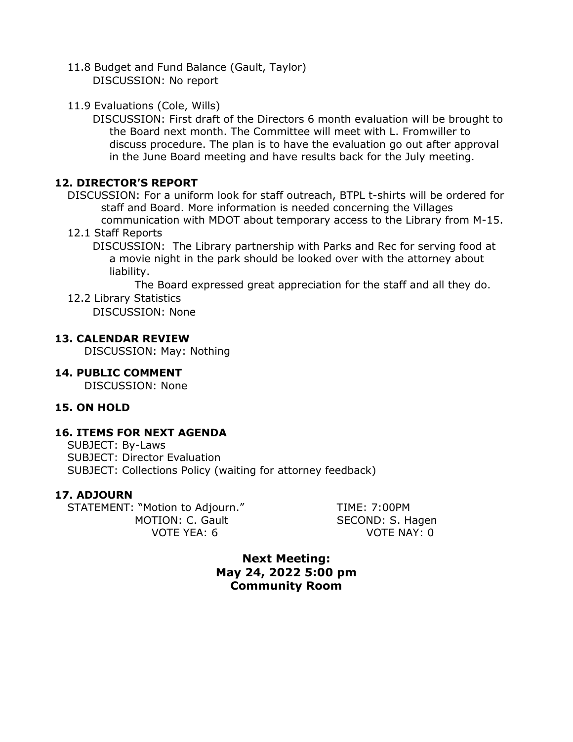11.8 Budget and Fund Balance (Gault, Taylor)

DISCUSSION: No report

11.9 Evaluations (Cole, Wills)

DISCUSSION: First draft of the Directors 6 month evaluation will be brought to the Board next month. The Committee will meet with L. Fromwiller to discuss procedure. The plan is to have the evaluation go out after approval in the June Board meeting and have results back for the July meeting.

### 12. DIRECTOR'S REPORT

DISCUSSION: For a uniform look for staff outreach, BTPL t-shirts will be ordered for staff and Board. More information is needed concerning the Villages communication with MDOT about temporary access to the Library from M-15.

12.1 Staff Reports

DISCUSSION: The Library partnership with Parks and Rec for serving food at a movie night in the park should be looked over with the attorney about liability.

The Board expressed great appreciation for the staff and all they do.

12.2 Library Statistics

DISCUSSION: None

### 13. CALENDAR REVIEW

DISCUSSION: May: Nothing

### 14. PUBLIC COMMENT

DISCUSSION: None

### 15. ON HOLD

### 16. ITEMS FOR NEXT AGENDA

SUBJECT: By-Laws

SUBJECT: Director Evaluation

SUBJECT: Collections Policy (waiting for attorney feedback)

### 17. ADJOURN

STATEMENT: "Motion to Adjourn." TIME: 7:00PM

MOTION: C. Gault SECOND: S. Hagen

VOTE YEA: 6 VOTE NAY: 0

**Next Meeting:**
**May 24, 2022 5:00 pm**
**Community Room**